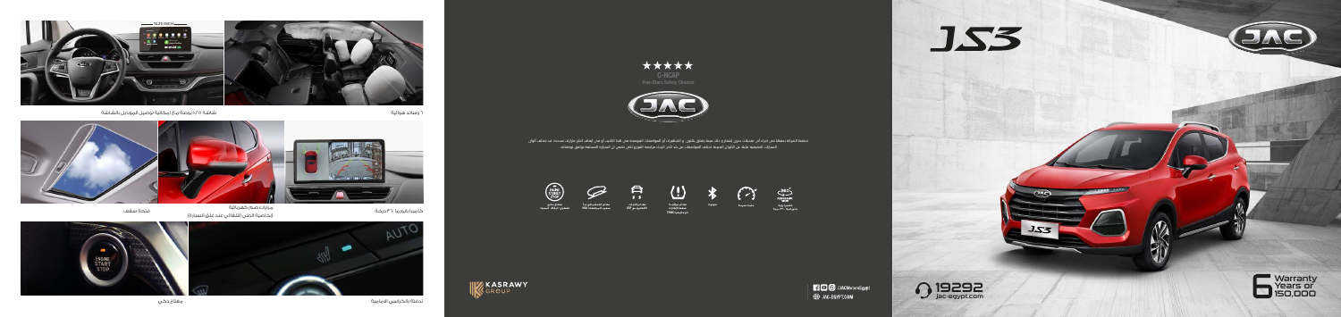# JS3

6 Warranty Years or 150,000

19292
jac-egypt.com

★★★★★
C-NCAP
Five-Stars Safety Chassis

تحتفظ الشركة بحقها في إجراء أي تعديلات بدون إشعار وذلك فيما يتعلق بالألوان و المعدات أو المواصفات الموضحة في هذا الكتيب أو في إيقاف انتاج طرازات محددة. قد تختلف ألوان السيارات الحقيقية قليلاً عن الألوان المعروضة. تختلف المواصفات من بلد لآخر. الرجاء مراجعة الموزع لأي تفاصيل عن السيارة المستعملة وأحدث المواصفات.

كاميرا رؤية بانورامية ٣٦٠ درجة

مثبت سرعة

Bluetooth

نظام مراقبة ضغط الإطارات الإلكتروني TPMS

نظام الفرامل الإلكتروني EBD

نظام التحكم في ثبات وسحب العجلات ESC

مفتاح ذكي بدون مفتاح أمامي

KASRAWY GROUP

/JACMotorsEgypt
JAC-EGYPT.COM

٦ وسائد هوائية

شاشة ١٠.٢٥ بوصة مع إمكانية توصيل الموبايل بالشاشة

10.25 INCH

فتحة سقف

مرايات ضم كهربائية
(بخاصية الضم التلقائي عند غلق السيارة)

كاميرا بانوراما ٣٦٠ درجة

مفتاح ذكي

تدفئة بالكراسي الأمامية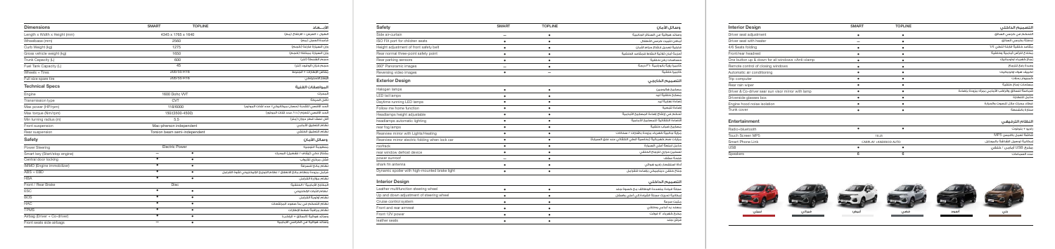| Dimensions | SMART | TOPLINE | الأبعاد |
|---|---|---|---|
| Length x Width x Height (mm) | 4345 x 1785 x 1640 | | الطول × العرض × الارتفاع (مم) |
| Wheelbase (mm) | 2560 | | قاعدة العجل (مم) |
| Curb Weight (kg) | 1275 | | وزن السيارة فارغة (كجم) |
| Gross vehicle weight (kg) | 1650 | | وزن السيارة محملة (كجم) |
| Trunk Capacity (L) | 600 | | حجم الشنطة (لتر) |
| Fuel Tank Capacity (L) | 45 | | سعة خزان الوقود (لتر) |
| Wheels + Tires | 205/55 R16 | | مقاس العجلات + الجنوط |
| Full size spare tire | 205/55 R16 | | إطار احتياطي |

| Technical Specs | | | المواصفات الفنية |
|---|---|---|---|
| Engine | 1600 Dohc VVT | | المحرك |
| Transmission type | CVT | | ناقل الحركة |
| Max power (HP/rpm) | 118/6000 | | الحد الأقصى للقدرة (حصان/ دورة في الدقيقة) |
| Max torque (Nm/rpm) | 150/(3500-4500) | | الحد الأقصى للعزم (نيوتن متر / دورة في الدقيقة) |
| Min turning radius (m) | 5.5 | | أقل نصف قطر دوران (متر) |
| Front suspension | Mac-pherson independent | | نظام التعليق الأمامي |
| Rear suspension | Torsion beam semi-independent | | نظام التعليق الخلفي |

| Safety | SMART | TOPLINE | وسائل الأمان |
|---|---|---|---|
| Power Steering | Electric Power | | مساعدة التوجيه |
| Smart key (Start/stop engine) | — | ● | مفتاح ذكي (إيقاف / تشغيل) المحرك |
| Central door locking | ● | ● | قفل مركزي للأبواب |
| IMMO (Engine immobilizer) | ● | ● | نظام منع السرقة |
| ABS + EBD | ● | ● | فرامل مزودة بنظام منع الانغلاق + نظام التوزيع الإلكتروني لقوة الفرامل |
| HBA | ● | ● | نظام مؤازرة الفرامل |
| Front / Rear Brake | Disc | | المكابح الأمامية / الخلفية |
| ESC | ● | ● | نظام الثبات الإلكتروني |
| BOS | ● | ● | نظام أولوية الفرامل |
| HAC | ● | ● | نظام التحكم في بدء صعود المرتفعات |
| TPMS | ● | ● | نظام مراقبة ضغط الإطارات |
| Airbag (Driver + Co-driver) | ● | ● | وسائد هوائية (السائق + الراكب) |
| Front seats side airbags | — | ● | وسائد هوائية في الكراسي الأمامية |
| Side air-curtain | — | ● | وسائد هوائية في الستائر الجانبية |
| ISO FIX port for children seats | ● | ● | أماكن تثبيت كراسي الأطفال |
| Height adjustment of front safety belt | ● | ● | إمكانية تعديل ارتفاع حزام الأمان |
| Rear normal three-point safety point | ● | ● | أحزمة أمان ثلاثية النقاط للمقاعد الخلفية |
| Rear parking sensors | ● | ● | حساسات ركن خلفية |
| 360° Panoramic images | — | ● | كاميرا رؤية بانورامية ٣٦٠ درجة |
| Reversing video images | ● | — | كاميرا خلفية |

| Exterior Design | SMART | TOPLINE | التصميم الخارجي |
|---|---|---|---|
| Halogen lamps | ● | ● | مصابيح هالوجين |
| LED tail lamps | ● | ● | مصابيح خلفية ليد |
| Daytime running LED lamps | ● | ● | إضاءة نهارية ليد |
| Follow me home function | ● | ● | إضاءة الترحيب |
| Headlamps height adjustable | ● | ● | تحكم في ارتفاع إضاءة المصابيح الأمامية |
| headlamps automatic lighting | ● | ● | الإضاءة التلقائية للمصابيح الأمامية |
| rear fog lamps | ● | ● | مصابيح ضباب خلفية |
| Rearview mirror with Lights/Heating | ● | ● | مرايا جانبية كهربائية مزودة بإشارات / سخانات |
| Rearview mirror electric folding when lock car | ● | ● | مرايات ضم كهربائية (بخاصية الضم التلقائي عند غلق السيارة) |
| roofrack | ● | ● | حامل أمتعة أعلى السيارة |
| rear window defrost device | ● | ● | تسخين مرايا الزجاج الخلفي |
| power sunroof | — | ● | فتحة سقف |
| shark fin antenna | ● | ● | أيريال زعنفة سمكة القرش |
| Dynamic spoiler with high-mounted brake light | ● | ● | جناح خلفي ديناميكي بإضاءة للفرامل |

| Interior Design | SMART | TOPLINE | التصميم الداخلي |
|---|---|---|---|
| Leather multifunction steering wheel | ● | ● | عجلة قيادة متعددة الوظائف مع كسوة جلد |
| Up and down adjustment of steering wheel | ● | ● | إمكانية تحريك عجلة القيادة إلى أعلى وأسفل |
| Cruise control system | ● | ● | مثبت سرعة |
| Front and rear armrest | ● | ● | مسند يد أمامي وخلفي |
| Front 12V power | ● | ● | مخرج كهرباء ١٢ فولت |
| leather seats | ● | ● | فرش جلد |
| Driver seat adjustment | ● | ● | التحكم في كرسي السائق |
| Driver seat with heater | — | ● | تدفئة بكرسي السائق |
| 4/6 Seats folding | ● | ● | مقاعد خلفية قابلة للطي ٤/٦ |
| Front/rear headrest | ● | ● | مساند للرأس أمامية وخلفية |
| One button up & down for all windows +Anti-clamp | ● | ● | زجاج كهربائي أوتوماتيكي |
| Remote control of closing windows | ● | ● | وحدة رفع للزجاج |
| Automatic air conditioning | ● | ● | تكييف هواء أوتوماتيكي |
| Trip computer | ● | ● | كمبيوتر رحلات |
| Rear rain wiper | ● | ● | مساحات زجاج خلفية |
| Driver & Co-driver sear sun visor mirror with lamp | ● | ● | شماسة للسائق والراكب الأمامي مزودة بمرآة بإضاءة |
| Driverside glasses box | ● | ● | حامل للنظارة |
| Engine hood noise isolation | ● | ● | عزل محرك لعزل الصوت والحرارة |
| Trunk cover | ● | ● | ستارة بالشنطة |

| Entertainment | SMART | TOPLINE | النظام الترفيهي |
|---|---|---|---|
| Radio+bluetooth | ● | ● | راديو + بلوتوث |
| Touch Screen MP5 | 10.25 | | شاشة تعمل باللمس MP5 |
| Smart Phone Link | CARPLAY +ANDROID AUTO | | إمكانية الربط بالهاتف بالموبايل |
| USB | ● | ● | مخرج USB أمامي / خلفي |
| Speakers | 6 | 6 | عدد السماعات |

أبيض | أسود | فضي | رمادي | ميرلين | أبيض | أحمر